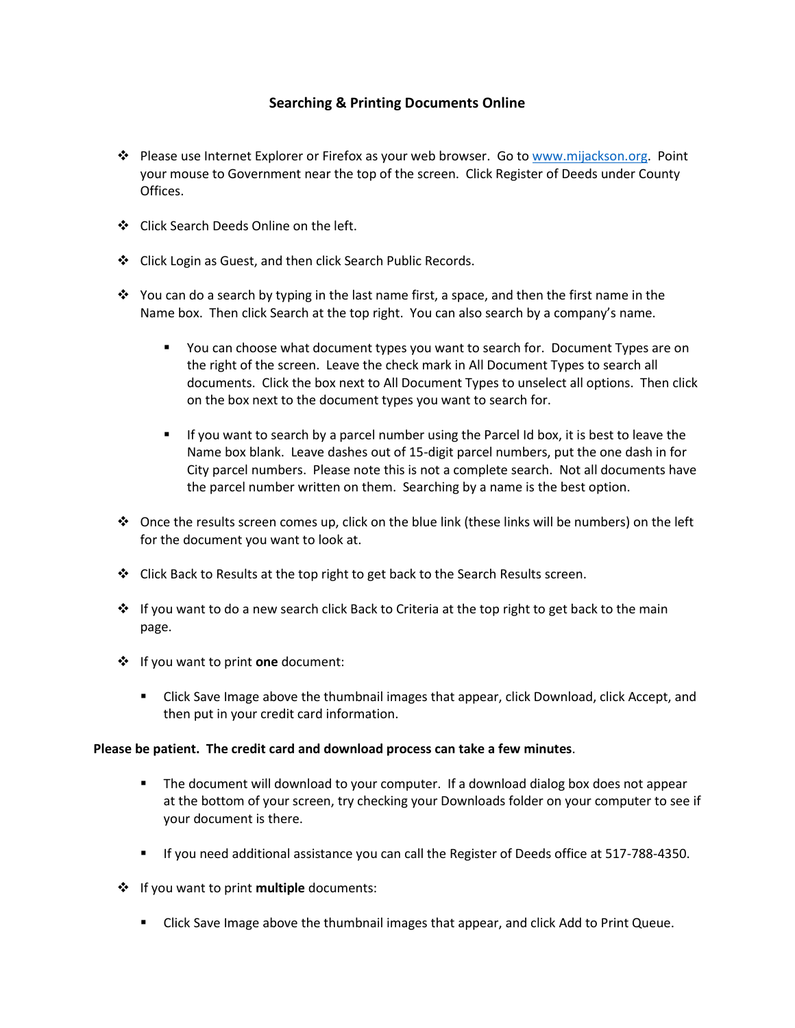## Searching & Printing Documents Online

- Please use Internet Explorer or Firefox as your web browser. Go to [www.mijackson.org](http://www.mijackson.org). Point your mouse to Government near the top of the screen. Click Register of Deeds under County Offices.

- Click Search Deeds Online on the left.

- Click Login as Guest, and then click Search Public Records.

- You can do a search by typing in the last name first, a space, and then the first name in the Name box. Then click Search at the top right. You can also search by a company's name.

    - You can choose what document types you want to search for. Document Types are on the right of the screen. Leave the check mark in All Document Types to search all documents. Click the box next to All Document Types to unselect all options. Then click on the box next to the document types you want to search for.

    - If you want to search by a parcel number using the Parcel Id box, it is best to leave the Name box blank. Leave dashes out of 15-digit parcel numbers, put the one dash in for City parcel numbers. Please note this is not a complete search. Not all documents have the parcel number written on them. Searching by a name is the best option.

- Once the results screen comes up, click on the blue link (these links will be numbers) on the left for the document you want to look at.

- Click Back to Results at the top right to get back to the Search Results screen.

- If you want to do a new search click Back to Criteria at the top right to get back to the main page.

- If you want to print **one** document:

    - Click Save Image above the thumbnail images that appear, click Download, click Accept, and then put in your credit card information.

**Please be patient. The credit card and download process can take a few minutes**.

- The document will download to your computer. If a download dialog box does not appear at the bottom of your screen, try checking your Downloads folder on your computer to see if your document is there.

- If you need additional assistance you can call the Register of Deeds office at 517-788-4350.

- If you want to print **multiple** documents:

    - Click Save Image above the thumbnail images that appear, and click Add to Print Queue.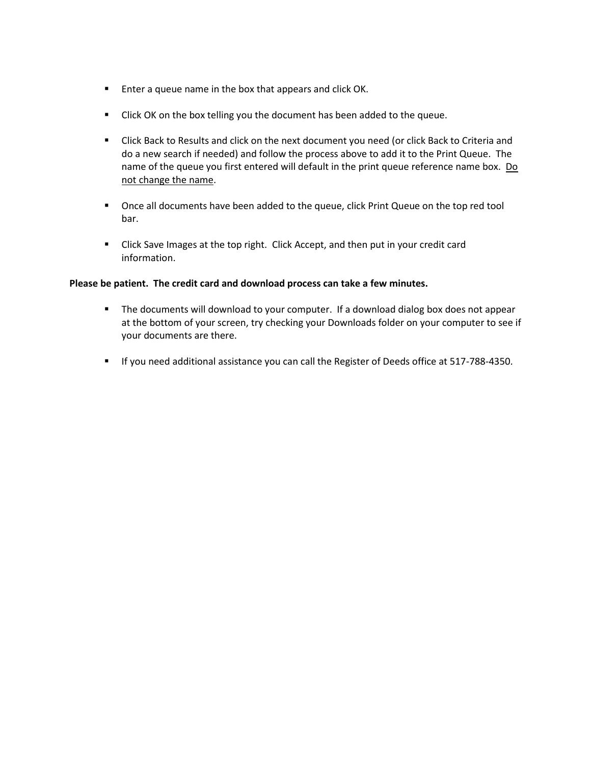- Enter a queue name in the box that appears and click OK.
- Click OK on the box telling you the document has been added to the queue.
- Click Back to Results and click on the next document you need (or click Back to Criteria and do a new search if needed) and follow the process above to add it to the Print Queue. The name of the queue you first entered will default in the print queue reference name box. <u>Do not change the name</u>.
- Once all documents have been added to the queue, click Print Queue on the top red tool bar.
- Click Save Images at the top right. Click Accept, and then put in your credit card information.

**Please be patient. The credit card and download process can take a few minutes.**

- The documents will download to your computer. If a download dialog box does not appear at the bottom of your screen, try checking your Downloads folder on your computer to see if your documents are there.
- If you need additional assistance you can call the Register of Deeds office at 517-788-4350.